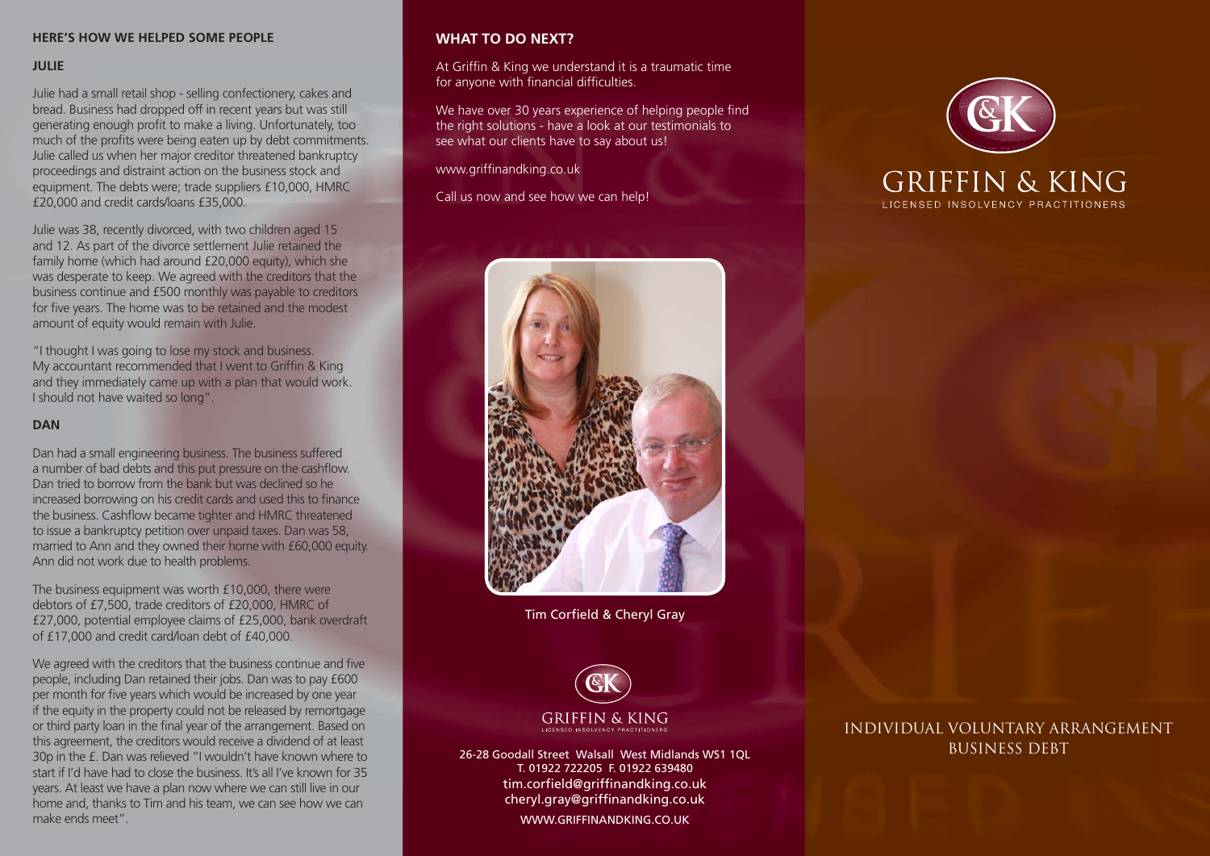## HERE'S HOW WE HELPED SOME PEOPLE

### JULIE

Julie had a small retail shop - selling confectionery, cakes and bread. Business had dropped off in recent years but was still generating enough profit to make a living. Unfortunately, too much of the profits were being eaten up by debt commitments. Julie called us when her major creditor threatened bankruptcy proceedings and distraint action on the business stock and equipment. The debts were; trade suppliers £10,000, HMRC £20,000 and credit cards/loans £35,000.

Julie was 38, recently divorced, with two children aged 15 and 12. As part of the divorce settlement Julie retained the family home (which had around £20,000 equity), which she was desperate to keep. We agreed with the creditors that the business continue and £500 monthly was payable to creditors for five years. The home was to be retained and the modest amount of equity would remain with Julie.

"I thought I was going to lose my stock and business. My accountant recommended that I went to Griffin & King and they immediately came up with a plan that would work. I should not have waited so long".

### DAN

Dan had a small engineering business. The business suffered a number of bad debts and this put pressure on the cashflow. Dan tried to borrow from the bank but was declined so he increased borrowing on his credit cards and used this to finance the business. Cashflow became tighter and HMRC threatened to issue a bankruptcy petition over unpaid taxes. Dan was 58, married to Ann and they owned their home with £60,000 equity. Ann did not work due to health problems.

The business equipment was worth £10,000, there were debtors of £7,500, trade creditors of £20,000, HMRC of £27,000, potential employee claims of £25,000, bank overdraft of £17,000 and credit card/loan debt of £40,000.

We agreed with the creditors that the business continue and five people, including Dan retained their jobs. Dan was to pay £600 per month for five years which would be increased by one year if the equity in the property could not be released by remortgage or third party loan in the final year of the arrangement. Based on this agreement, the creditors would receive a dividend of at least 30p in the £. Dan was relieved "I wouldn't have known where to start if I'd have had to close the business. It's all I've known for 35 years. At least we have a plan now where we can still live in our home and, thanks to Tim and his team, we can see how we can make ends meet".

## WHAT TO DO NEXT?

At Griffin & King we understand it is a traumatic time for anyone with financial difficulties.

We have over 30 years experience of helping people find the right solutions - have a look at our testimonials to see what our clients have to say about us!

www.griffinandking.co.uk

Call us now and see how we can help!

Tim Corfield & Cheryl Gray

GRIFFIN & KING
LICENSED INSOLVENCY PRACTITIONERS

26-28 Goodall Street Walsall West Midlands WS1 1QL
T. 01922 722205 F. 01922 639480
tim.corfield@griffinandking.co.uk
cheryl.gray@griffinandking.co.uk
WWW.GRIFFINANDKING.CO.UK

# GRIFFIN & KING

LICENSED INSOLVENCY PRACTITIONERS

## INDIVIDUAL VOLUNTARY ARRANGEMENT BUSINESS DEBT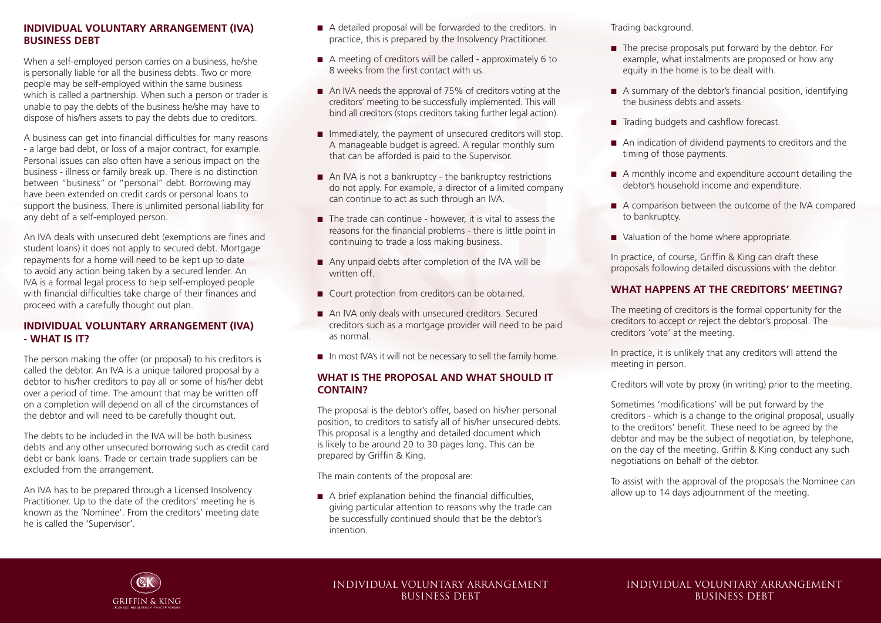## INDIVIDUAL VOLUNTARY ARRANGEMENT (IVA) BUSINESS DEBT

When a self-employed person carries on a business, he/she is personally liable for all the business debts. Two or more people may be self-employed within the same business which is called a partnership. When such a person or trader is unable to pay the debts of the business he/she may have to dispose of his/hers assets to pay the debts due to creditors.

A business can get into financial difficulties for many reasons - a large bad debt, or loss of a major contract, for example. Personal issues can also often have a serious impact on the business - illness or family break up. There is no distinction between "business" or "personal" debt. Borrowing may have been extended on credit cards or personal loans to support the business. There is unlimited personal liability for any debt of a self-employed person.

An IVA deals with unsecured debt (exemptions are fines and student loans) it does not apply to secured debt. Mortgage repayments for a home will need to be kept up to date to avoid any action being taken by a secured lender. An IVA is a formal legal process to help self-employed people with financial difficulties take charge of their finances and proceed with a carefully thought out plan.

## INDIVIDUAL VOLUNTARY ARRANGEMENT (IVA) - WHAT IS IT?

The person making the offer (or proposal) to his creditors is called the debtor. An IVA is a unique tailored proposal by a debtor to his/her creditors to pay all or some of his/her debt over a period of time. The amount that may be written off on a completion will depend on all of the circumstances of the debtor and will need to be carefully thought out.

The debts to be included in the IVA will be both business debts and any other unsecured borrowing such as credit card debt or bank loans. Trade or certain trade suppliers can be excluded from the arrangement.

An IVA has to be prepared through a Licensed Insolvency Practitioner. Up to the date of the creditors' meeting he is known as the 'Nominee'. From the creditors' meeting date he is called the 'Supervisor'.

- A detailed proposal will be forwarded to the creditors. In practice, this is prepared by the Insolvency Practitioner.
- A meeting of creditors will be called - approximately 6 to 8 weeks from the first contact with us.
- An IVA needs the approval of 75% of creditors voting at the creditors' meeting to be successfully implemented. This will bind all creditors (stops creditors taking further legal action).
- Immediately, the payment of unsecured creditors will stop. A manageable budget is agreed. A regular monthly sum that can be afforded is paid to the Supervisor.
- An IVA is not a bankruptcy - the bankruptcy restrictions do not apply. For example, a director of a limited company can continue to act as such through an IVA.
- The trade can continue - however, it is vital to assess the reasons for the financial problems - there is little point in continuing to trade a loss making business.
- Any unpaid debts after completion of the IVA will be written off.
- Court protection from creditors can be obtained.
- An IVA only deals with unsecured creditors. Secured creditors such as a mortgage provider will need to be paid as normal.
- In most IVA's it will not be necessary to sell the family home.

## WHAT IS THE PROPOSAL AND WHAT SHOULD IT CONTAIN?

The proposal is the debtor's offer, based on his/her personal position, to creditors to satisfy all of his/her unsecured debts. This proposal is a lengthy and detailed document which is likely to be around 20 to 30 pages long. This can be prepared by Griffin & King.

The main contents of the proposal are:

- A brief explanation behind the financial difficulties, giving particular attention to reasons why the trade can be successfully continued should that be the debtor's intention.

Trading background.

- The precise proposals put forward by the debtor. For example, what instalments are proposed or how any equity in the home is to be dealt with.
- A summary of the debtor's financial position, identifying the business debts and assets.
- Trading budgets and cashflow forecast.
- An indication of dividend payments to creditors and the timing of those payments.
- A monthly income and expenditure account detailing the debtor's household income and expenditure.
- A comparison between the outcome of the IVA compared to bankruptcy.
- Valuation of the home where appropriate.

In practice, of course, Griffin & King can draft these proposals following detailed discussions with the debtor.

## WHAT HAPPENS AT THE CREDITORS' MEETING?

The meeting of creditors is the formal opportunity for the creditors to accept or reject the debtor's proposal. The creditors 'vote' at the meeting.

In practice, it is unlikely that any creditors will attend the meeting in person.

Creditors will vote by proxy (in writing) prior to the meeting.

Sometimes 'modifications' will be put forward by the creditors - which is a change to the original proposal, usually to the creditors' benefit. These need to be agreed by the debtor and may be the subject of negotiation, by telephone, on the day of the meeting. Griffin & King conduct any such negotiations on behalf of the debtor.

To assist with the approval of the proposals the Nominee can allow up to 14 days adjournment of the meeting.